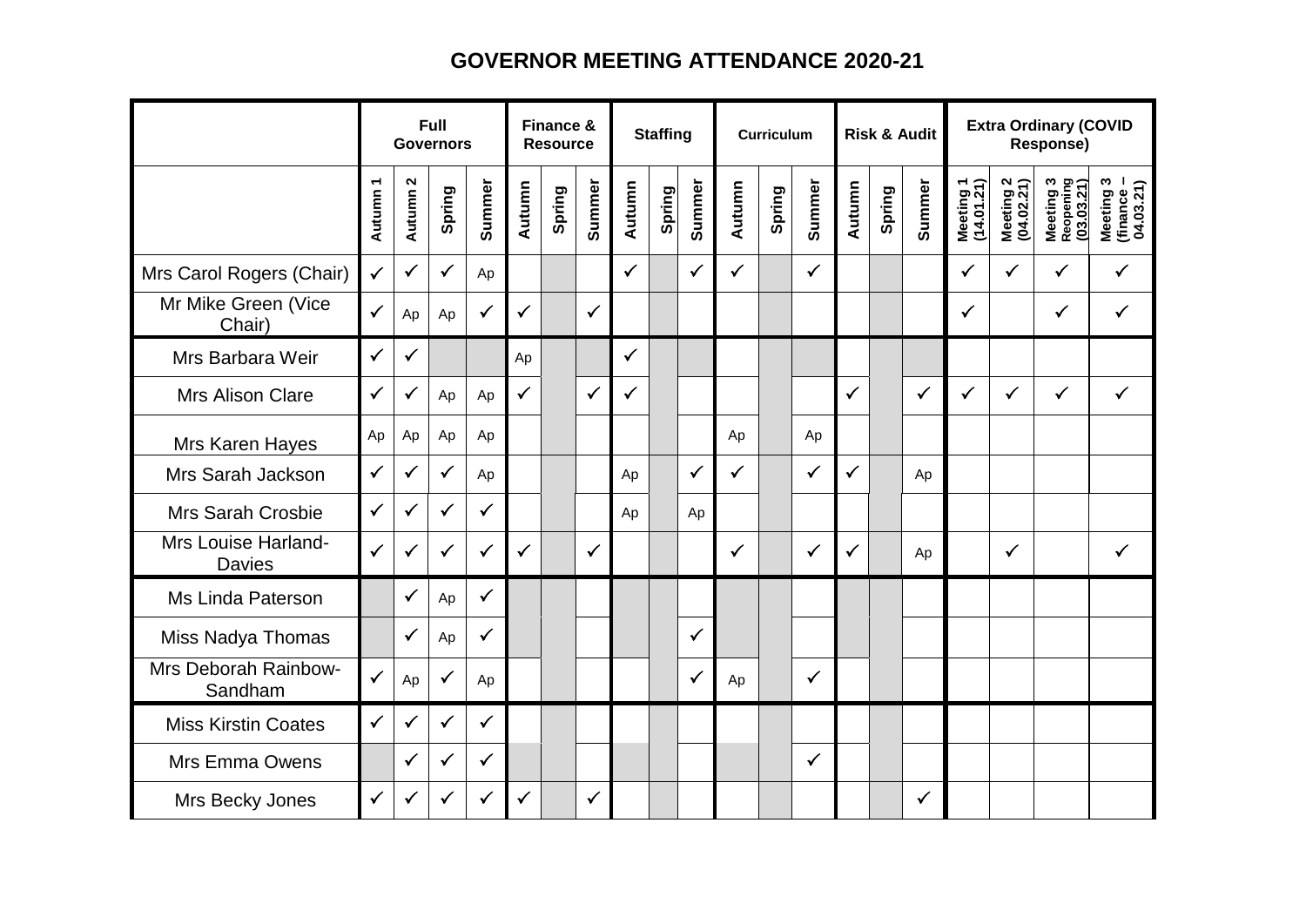# GOVERNOR MEETING ATTENDANCE 2020-21

| | Full Governors | | | | Finance & Resource | | | Staffing | | | Curriculum | | | Risk & Audit | | | Extra Ordinary (COVID Response) | | | |
|---|---|---|---|---|---|---|---|---|---|---|---|---|---|---|---|---|---|---|---|---|
| | Autumn 1 | Autumn 2 | Spring | Summer | Autumn | Spring | Summer | Autumn | Spring | Summer | Autumn | Spring | Summer | Autumn | Spring | Summer | Meeting 1 (14.01.21) | Meeting 2 (04.02.21) | Meeting 3 Reopening (03.03.21) | Meeting 3 (finance – 04.03.21) |
| Mrs Carol Rogers (Chair) | ✓ | ✓ | ✓ | Ap | | | | ✓ | | ✓ | ✓ | | ✓ | | | | ✓ | ✓ | ✓ | ✓ |
| Mr Mike Green (Vice Chair) | ✓ | Ap | Ap | ✓ | ✓ | | ✓ | | | | | | | | | | ✓ | | ✓ | ✓ |
| Mrs Barbara Weir | ✓ | ✓ | | | Ap | | | ✓ | | | | | | | | | | | | |
| Mrs Alison Clare | ✓ | ✓ | Ap | Ap | ✓ | | ✓ | ✓ | | | | | | ✓ | | ✓ | ✓ | ✓ | ✓ | ✓ |
| Mrs Karen Hayes | Ap | Ap | Ap | Ap | | | | | | | Ap | | Ap | | | | | | | |
| Mrs Sarah Jackson | ✓ | ✓ | ✓ | Ap | | | | Ap | | ✓ | ✓ | | ✓ | ✓ | | Ap | | | | |
| Mrs Sarah Crosbie | ✓ | ✓ | ✓ | ✓ | | | | Ap | | Ap | | | | | | | | | | |
| Mrs Louise Harland-Davies | ✓ | ✓ | ✓ | ✓ | ✓ | | ✓ | | | | ✓ | | ✓ | ✓ | | Ap | | ✓ | | ✓ |
| Ms Linda Paterson | | ✓ | Ap | ✓ | | | | | | | | | | | | | | | | |
| Miss Nadya Thomas | | ✓ | Ap | ✓ | | | | | | ✓ | | | | | | | | | | |
| Mrs Deborah Rainbow-Sandham | ✓ | Ap | ✓ | Ap | | | | | | ✓ | Ap | | ✓ | | | | | | | |
| Miss Kirstin Coates | ✓ | ✓ | ✓ | ✓ | | | | | | | | | | | | | | | | |
| Mrs Emma Owens | | ✓ | ✓ | ✓ | | | | | | | | | ✓ | | | | | | | |
| Mrs Becky Jones | ✓ | ✓ | ✓ | ✓ | ✓ | | ✓ | | | | | | | | | ✓ | | | | |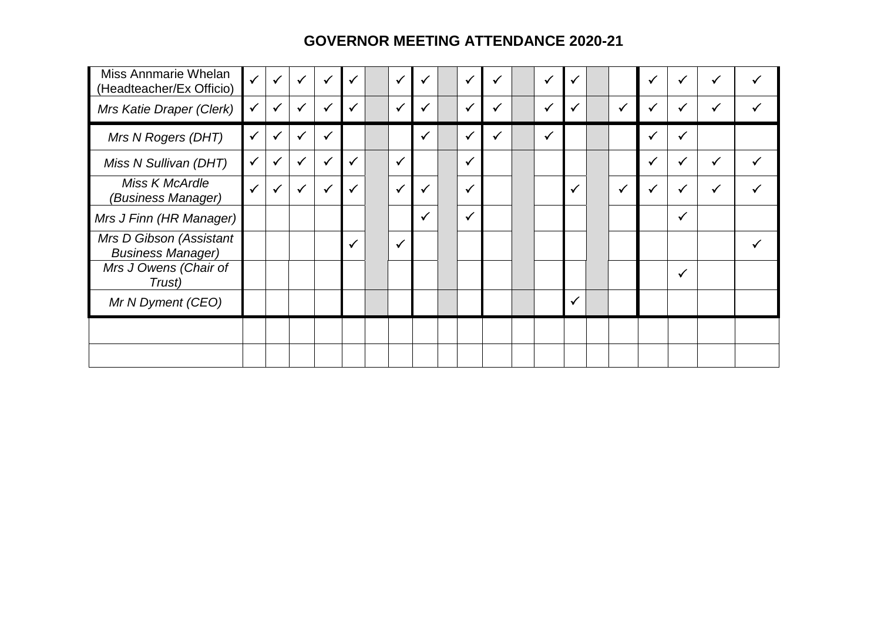# GOVERNOR MEETING ATTENDANCE 2020-21

| | | | | | | | | | | | | | | | | | | | | |
|---|---|---|---|---|---|---|---|---|---|---|---|---|---|---|---|---|---|---|---|---|
| Miss Annmarie Whelan (Headteacher/Ex Officio) | ✓ | ✓ | ✓ | ✓ | ✓ | | ✓ | ✓ | | ✓ | ✓ | | ✓ | ✓ | | | ✓ | ✓ | ✓ | ✓ |
| *Mrs Katie Draper (Clerk)* | ✓ | ✓ | ✓ | ✓ | ✓ | | ✓ | ✓ | | ✓ | ✓ | | ✓ | ✓ | | ✓ | ✓ | ✓ | ✓ | ✓ |
| *Mrs N Rogers (DHT)* | ✓ | ✓ | ✓ | ✓ | | | | ✓ | | ✓ | ✓ | | ✓ | | | | ✓ | ✓ | | |
| *Miss N Sullivan (DHT)* | ✓ | ✓ | ✓ | ✓ | ✓ | | ✓ | | | ✓ | | | | | | | ✓ | ✓ | ✓ | ✓ |
| *Miss K McArdle (Business Manager)* | ✓ | ✓ | ✓ | ✓ | ✓ | | ✓ | ✓ | | ✓ | | | | ✓ | | ✓ | ✓ | ✓ | ✓ | ✓ |
| *Mrs J Finn (HR Manager)* | | | | | | | | ✓ | | ✓ | | | | | | | | ✓ | | |
| *Mrs D Gibson (Assistant Business Manager)* | | | | | ✓ | | ✓ | | | | | | | | | | | | | ✓ |
| *Mrs J Owens (Chair of Trust)* | | | | | | | | | | | | | | | | | | ✓ | | |
| *Mr N Dyment (CEO)* | | | | | | | | | | | | | | ✓ | | | | | | |
| | | | | | | | | | | | | | | | | | | | | |
| | | | | | | | | | | | | | | | | | | | | |